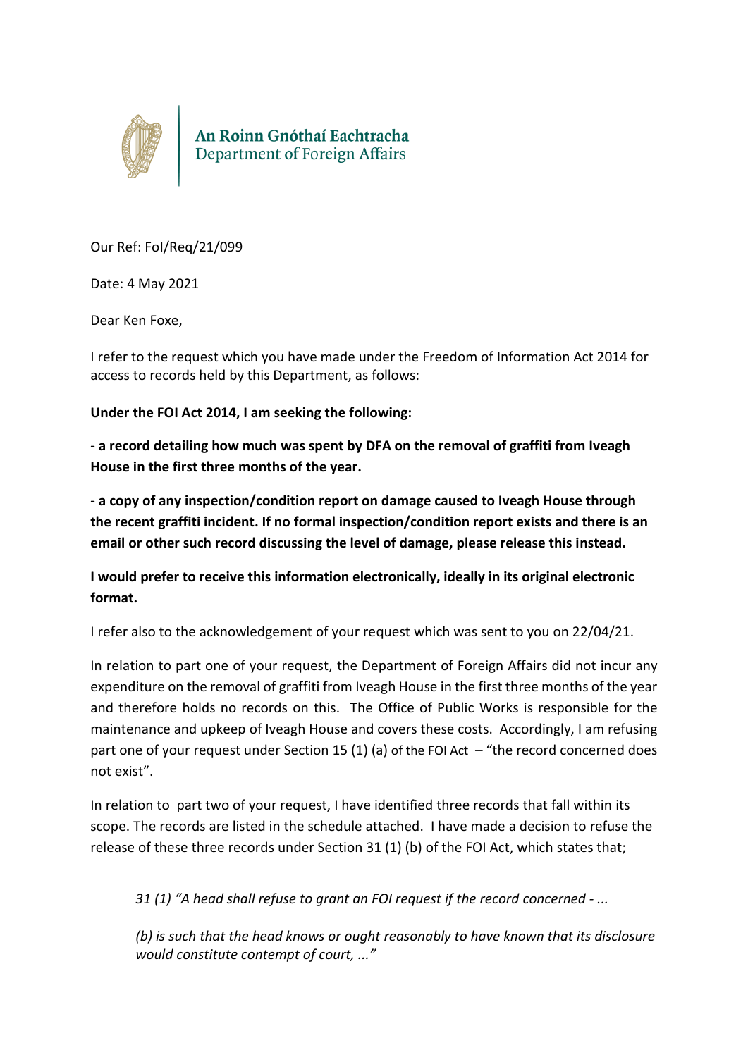An Roinn Gnóthaí Eachtracha
Department of Foreign Affairs

Our Ref: FoI/Req/21/099

Date: 4 May 2021

Dear Ken Foxe,

I refer to the request which you have made under the Freedom of Information Act 2014 for access to records held by this Department, as follows:

**Under the FOI Act 2014, I am seeking the following:**

**- a record detailing how much was spent by DFA on the removal of graffiti from Iveagh House in the first three months of the year.**

**- a copy of any inspection/condition report on damage caused to Iveagh House through the recent graffiti incident. If no formal inspection/condition report exists and there is an email or other such record discussing the level of damage, please release this instead.**

**I would prefer to receive this information electronically, ideally in its original electronic format.**

I refer also to the acknowledgement of your request which was sent to you on 22/04/21.

In relation to part one of your request, the Department of Foreign Affairs did not incur any expenditure on the removal of graffiti from Iveagh House in the first three months of the year and therefore holds no records on this. The Office of Public Works is responsible for the maintenance and upkeep of Iveagh House and covers these costs. Accordingly, I am refusing part one of your request under Section 15 (1) (a) of the FOI Act – "the record concerned does not exist".

In relation to part two of your request, I have identified three records that fall within its scope. The records are listed in the schedule attached. I have made a decision to refuse the release of these three records under Section 31 (1) (b) of the FOI Act, which states that;

*31 (1) "A head shall refuse to grant an FOI request if the record concerned - ...*

*(b) is such that the head knows or ought reasonably to have known that its disclosure would constitute contempt of court, ..."*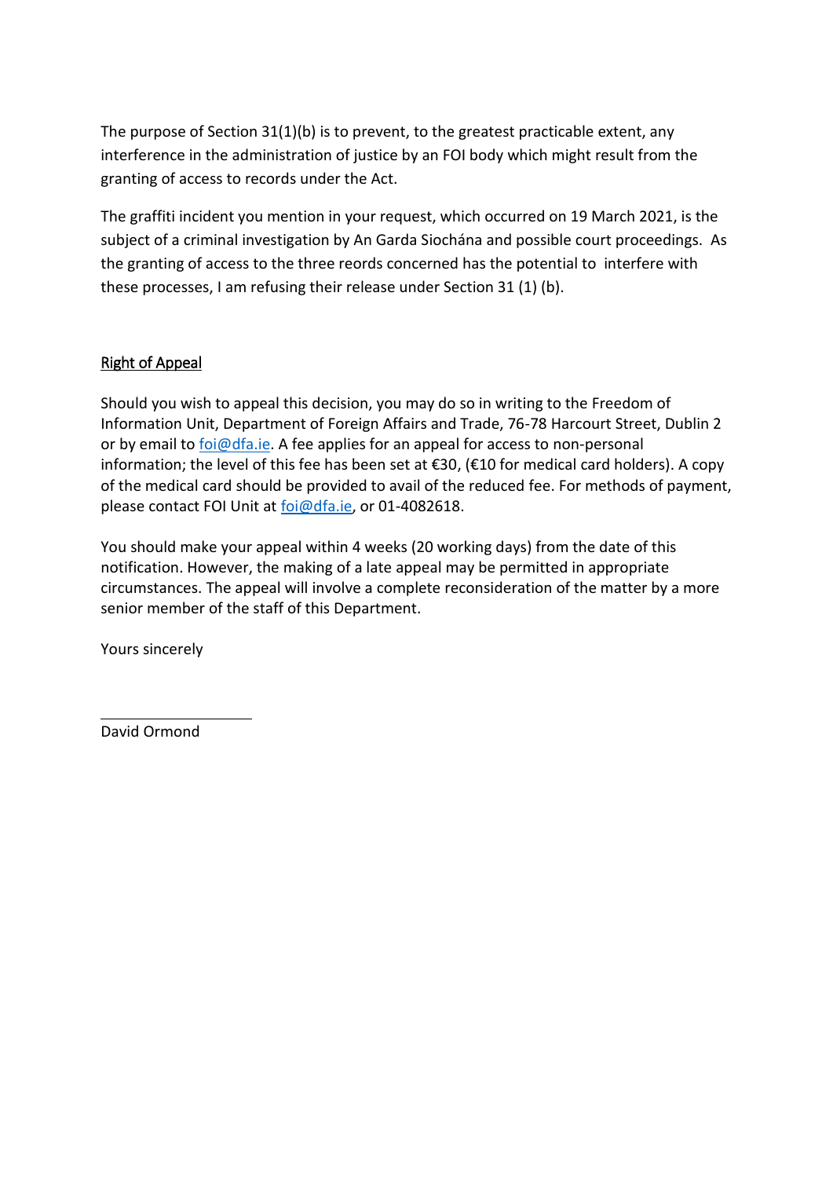The purpose of Section 31(1)(b) is to prevent, to the greatest practicable extent, any interference in the administration of justice by an FOI body which might result from the granting of access to records under the Act.

The graffiti incident you mention in your request, which occurred on 19 March 2021, is the subject of a criminal investigation by An Garda Siochána and possible court proceedings. As the granting of access to the three reords concerned has the potential to interfere with these processes, I am refusing their release under Section 31 (1) (b).

## Right of Appeal

Should you wish to appeal this decision, you may do so in writing to the Freedom of Information Unit, Department of Foreign Affairs and Trade, 76-78 Harcourt Street, Dublin 2 or by email to foi@dfa.ie. A fee applies for an appeal for access to non-personal information; the level of this fee has been set at €30, (€10 for medical card holders). A copy of the medical card should be provided to avail of the reduced fee. For methods of payment, please contact FOI Unit at foi@dfa.ie, or 01-4082618.

You should make your appeal within 4 weeks (20 working days) from the date of this notification. However, the making of a late appeal may be permitted in appropriate circumstances. The appeal will involve a complete reconsideration of the matter by a more senior member of the staff of this Department.

Yours sincerely

David Ormond